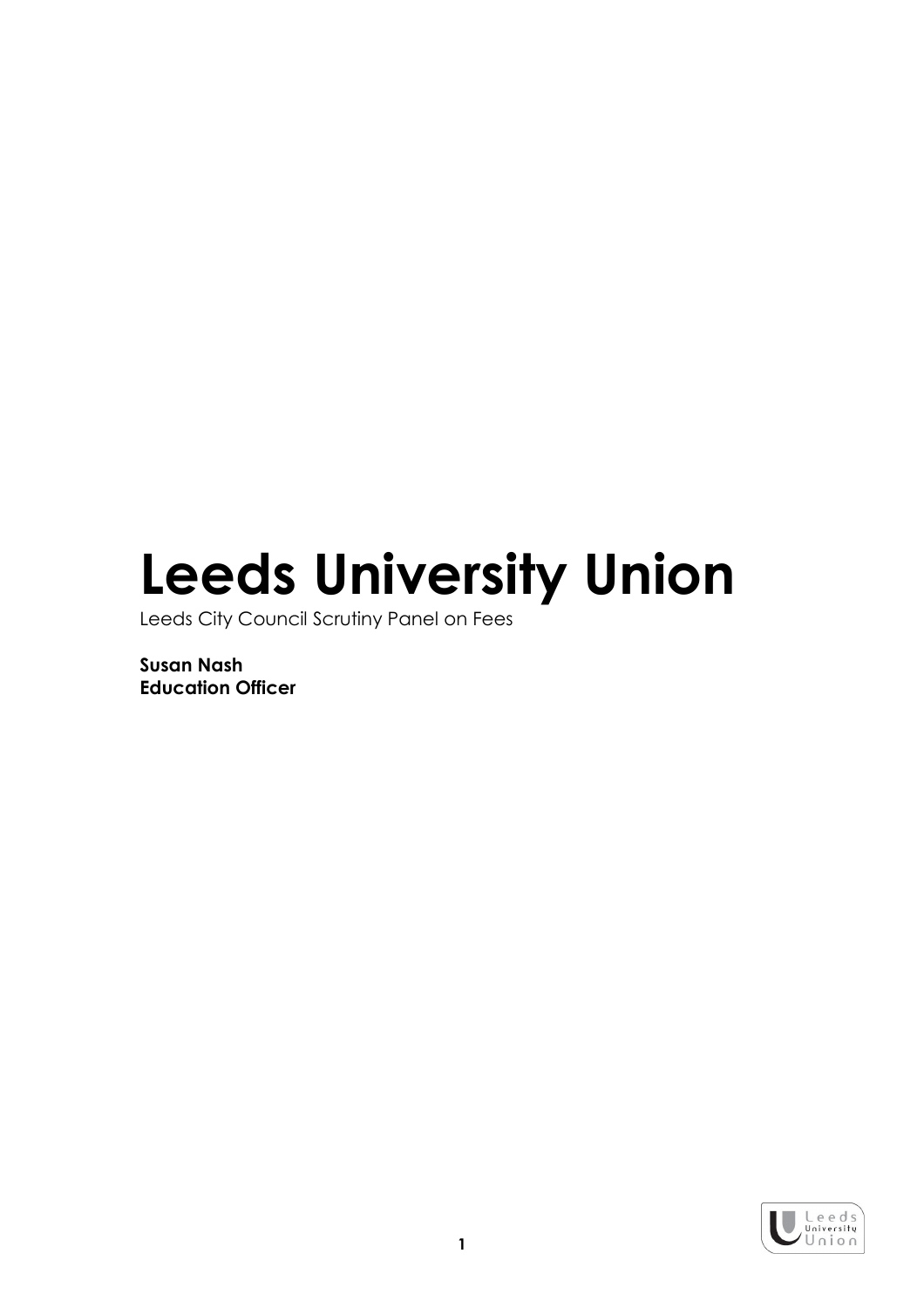# Leeds University Union

Leeds City Council Scrutiny Panel on Fees

**Susan Nash**
**Education Officer**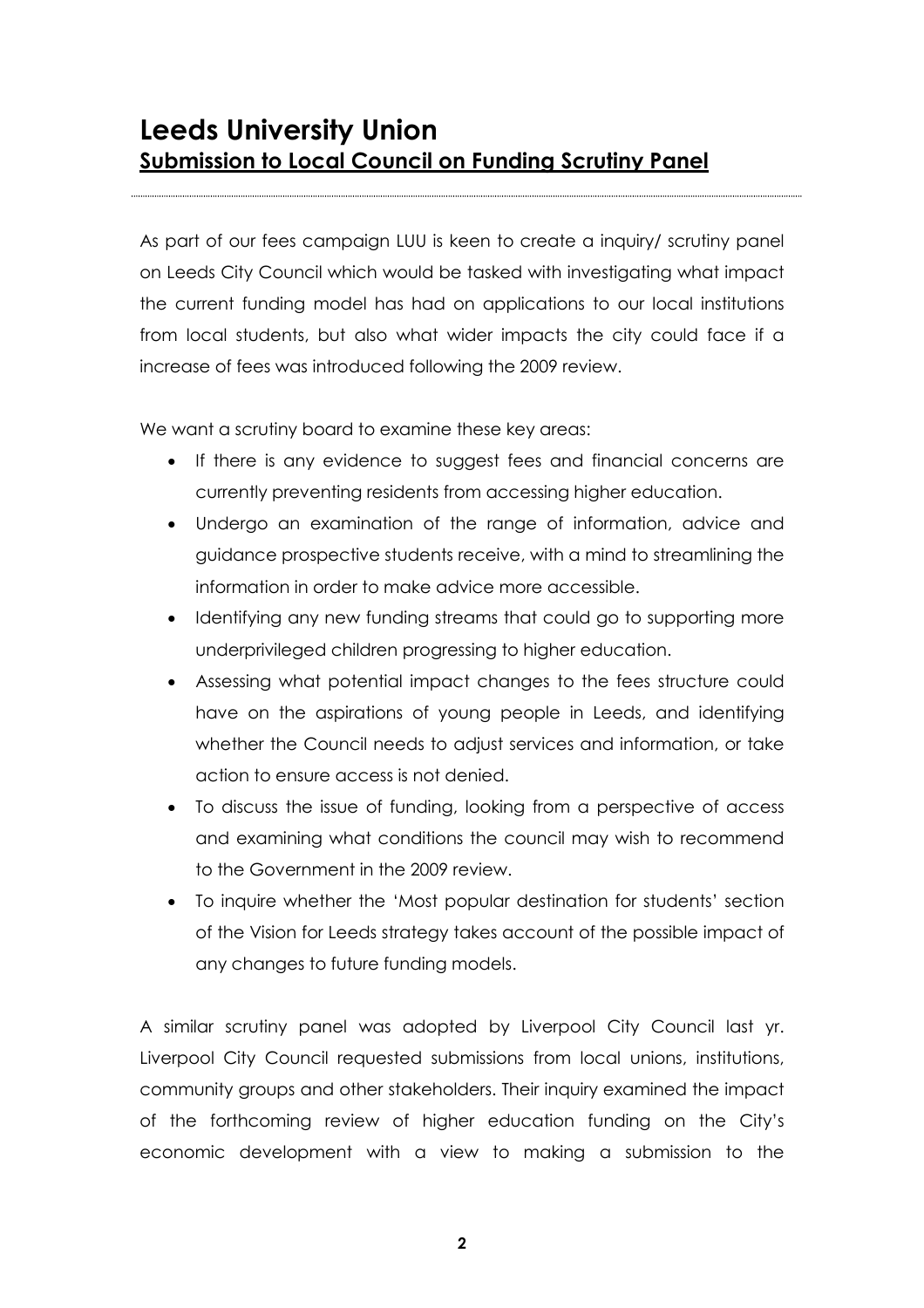# Leeds University Union

## Submission to Local Council on Funding Scrutiny Panel

As part of our fees campaign LUU is keen to create a inquiry/ scrutiny panel on Leeds City Council which would be tasked with investigating what impact the current funding model has had on applications to our local institutions from local students, but also what wider impacts the city could face if a increase of fees was introduced following the 2009 review.

We want a scrutiny board to examine these key areas:

- If there is any evidence to suggest fees and financial concerns are currently preventing residents from accessing higher education.
- Undergo an examination of the range of information, advice and guidance prospective students receive, with a mind to streamlining the information in order to make advice more accessible.
- Identifying any new funding streams that could go to supporting more underprivileged children progressing to higher education.
- Assessing what potential impact changes to the fees structure could have on the aspirations of young people in Leeds, and identifying whether the Council needs to adjust services and information, or take action to ensure access is not denied.
- To discuss the issue of funding, looking from a perspective of access and examining what conditions the council may wish to recommend to the Government in the 2009 review.
- To inquire whether the 'Most popular destination for students' section of the Vision for Leeds strategy takes account of the possible impact of any changes to future funding models.

A similar scrutiny panel was adopted by Liverpool City Council last yr. Liverpool City Council requested submissions from local unions, institutions, community groups and other stakeholders. Their inquiry examined the impact of the forthcoming review of higher education funding on the City's economic development with a view to making a submission to the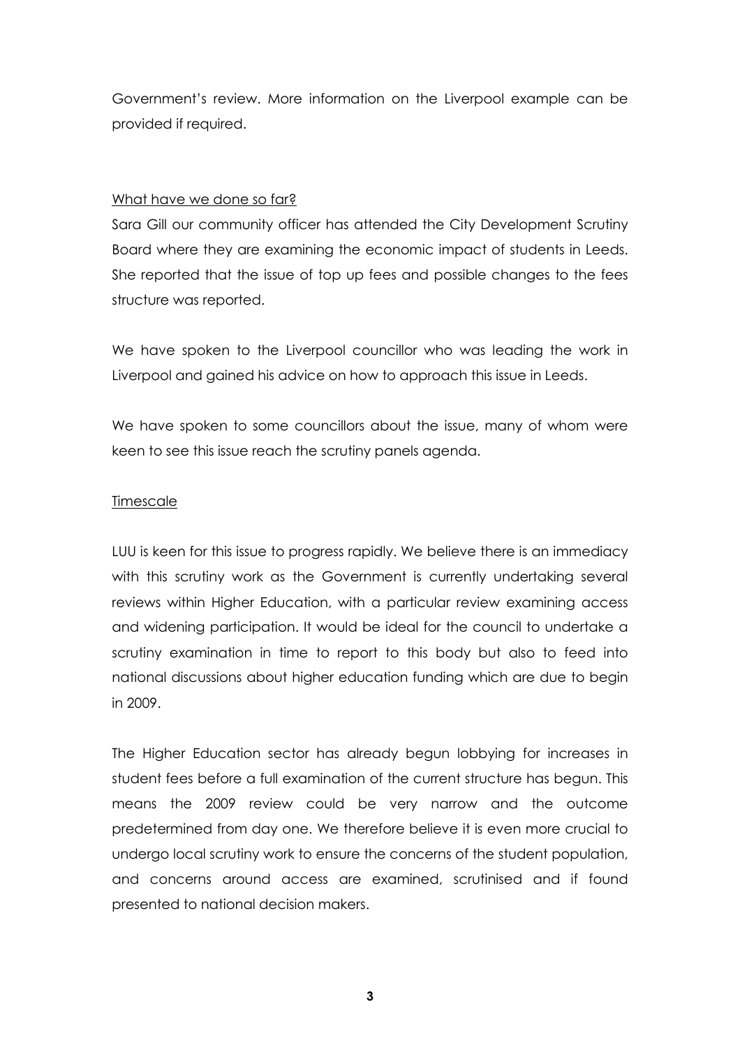Government's review. More information on the Liverpool example can be provided if required.

<u>What have we done so far?</u>

Sara Gill our community officer has attended the City Development Scrutiny Board where they are examining the economic impact of students in Leeds. She reported that the issue of top up fees and possible changes to the fees structure was reported.

We have spoken to the Liverpool councillor who was leading the work in Liverpool and gained his advice on how to approach this issue in Leeds.

We have spoken to some councillors about the issue, many of whom were keen to see this issue reach the scrutiny panels agenda.

<u>Timescale</u>

LUU is keen for this issue to progress rapidly. We believe there is an immediacy with this scrutiny work as the Government is currently undertaking several reviews within Higher Education, with a particular review examining access and widening participation. It would be ideal for the council to undertake a scrutiny examination in time to report to this body but also to feed into national discussions about higher education funding which are due to begin in 2009.

The Higher Education sector has already begun lobbying for increases in student fees before a full examination of the current structure has begun. This means the 2009 review could be very narrow and the outcome predetermined from day one. We therefore believe it is even more crucial to undergo local scrutiny work to ensure the concerns of the student population, and concerns around access are examined, scrutinised and if found presented to national decision makers.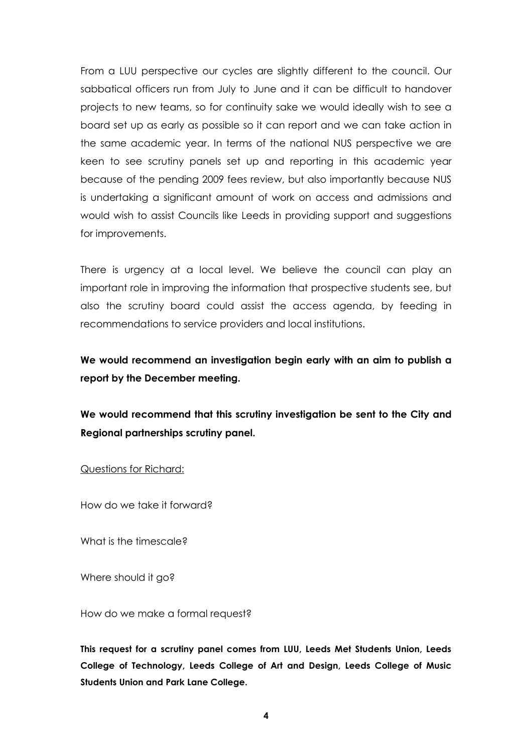From a LUU perspective our cycles are slightly different to the council. Our sabbatical officers run from July to June and it can be difficult to handover projects to new teams, so for continuity sake we would ideally wish to see a board set up as early as possible so it can report and we can take action in the same academic year. In terms of the national NUS perspective we are keen to see scrutiny panels set up and reporting in this academic year because of the pending 2009 fees review, but also importantly because NUS is undertaking a significant amount of work on access and admissions and would wish to assist Councils like Leeds in providing support and suggestions for improvements.

There is urgency at a local level. We believe the council can play an important role in improving the information that prospective students see, but also the scrutiny board could assist the access agenda, by feeding in recommendations to service providers and local institutions.

**We would recommend an investigation begin early with an aim to publish a report by the December meeting.**

**We would recommend that this scrutiny investigation be sent to the City and Regional partnerships scrutiny panel.**

<u>Questions for Richard:</u>

How do we take it forward?

What is the timescale?

Where should it go?

How do we make a formal request?

**This request for a scrutiny panel comes from LUU, Leeds Met Students Union, Leeds College of Technology, Leeds College of Art and Design, Leeds College of Music Students Union and Park Lane College.**